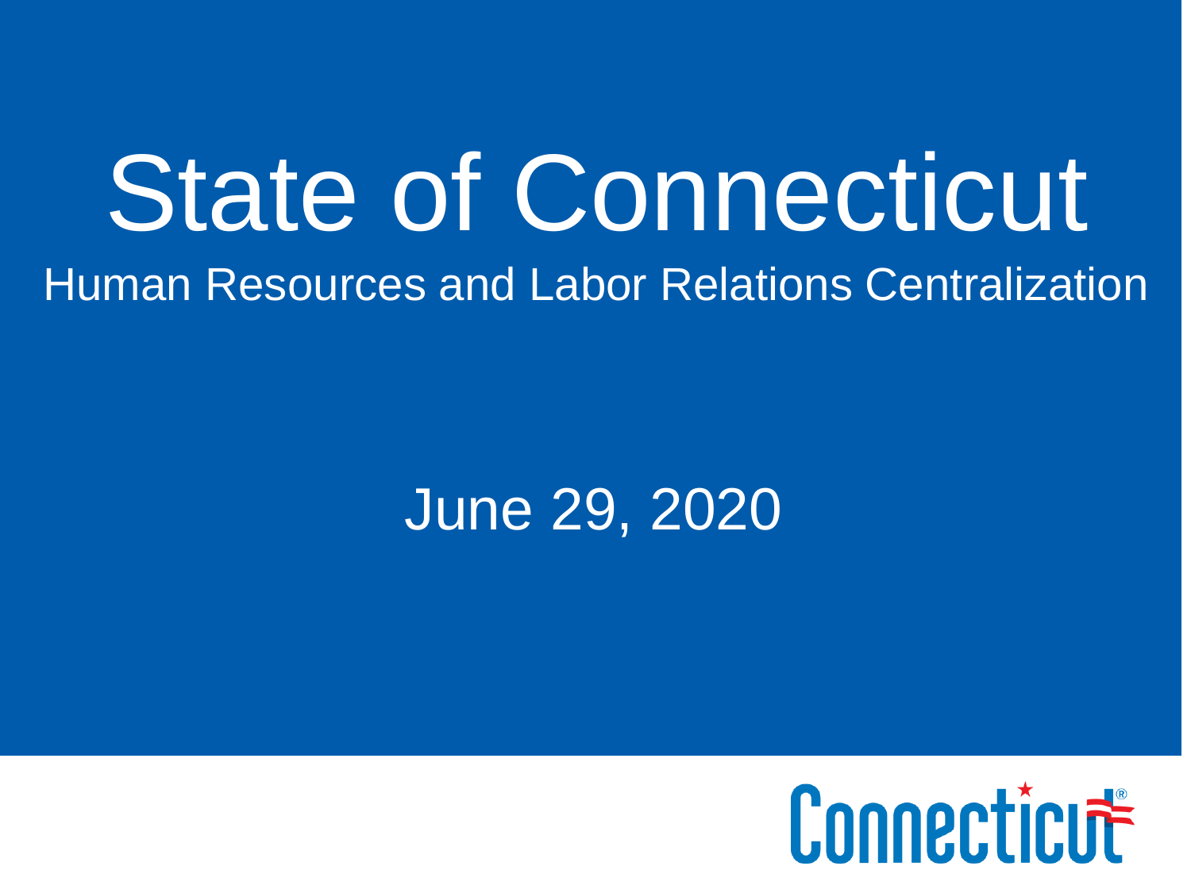# State of Connecticut

## Human Resources and Labor Relations Centralization

June 29, 2020

Connecticut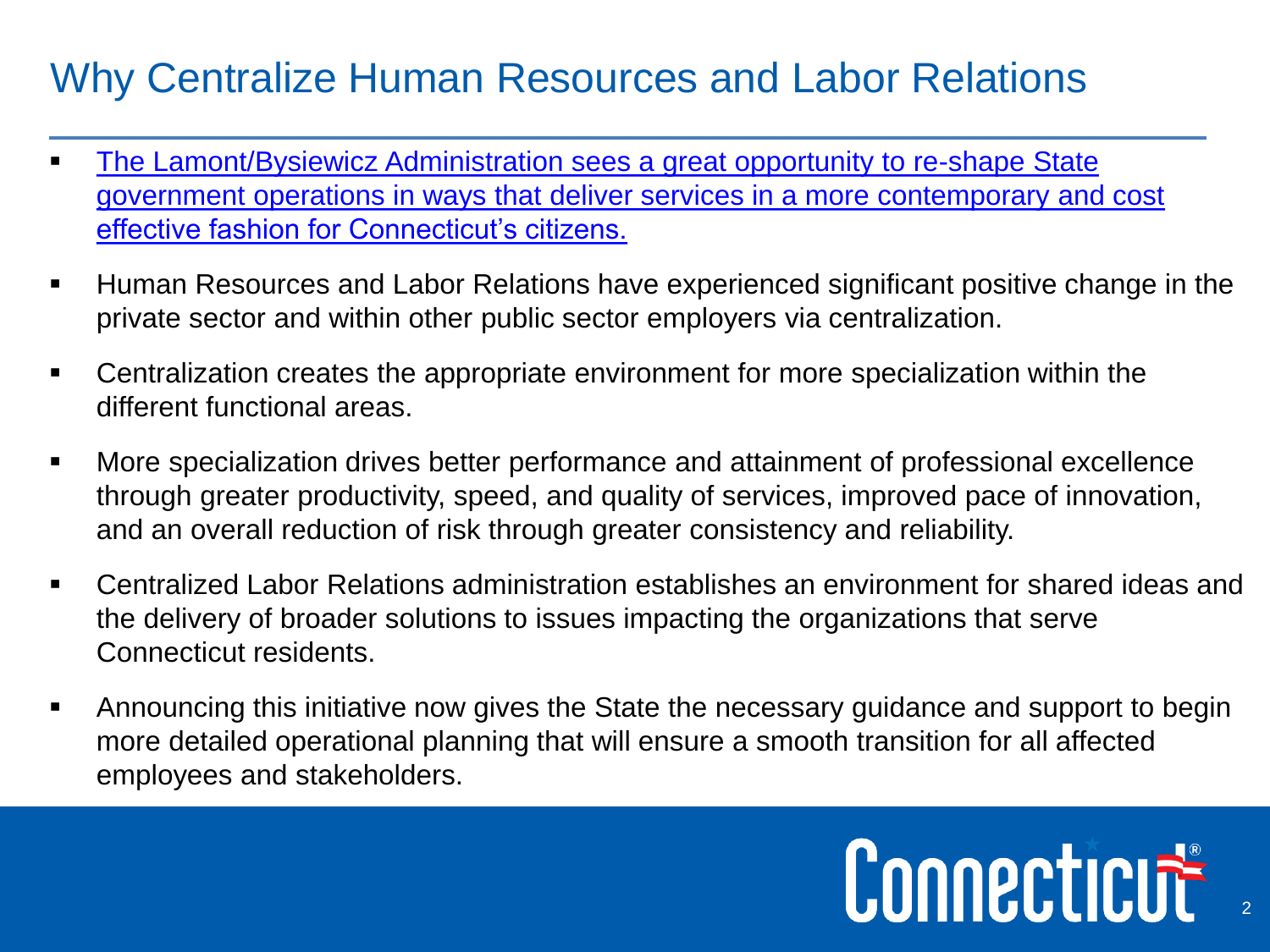# Why Centralize Human Resources and Labor Relations

- The Lamont/Bysiewicz Administration sees a great opportunity to re-shape State government operations in ways that deliver services in a more contemporary and cost effective fashion for Connecticut's citizens.
- Human Resources and Labor Relations have experienced significant positive change in the private sector and within other public sector employers via centralization.
- Centralization creates the appropriate environment for more specialization within the different functional areas.
- More specialization drives better performance and attainment of professional excellence through greater productivity, speed, and quality of services, improved pace of innovation, and an overall reduction of risk through greater consistency and reliability.
- Centralized Labor Relations administration establishes an environment for shared ideas and the delivery of broader solutions to issues impacting the organizations that serve Connecticut residents.
- Announcing this initiative now gives the State the necessary guidance and support to begin more detailed operational planning that will ensure a smooth transition for all affected employees and stakeholders.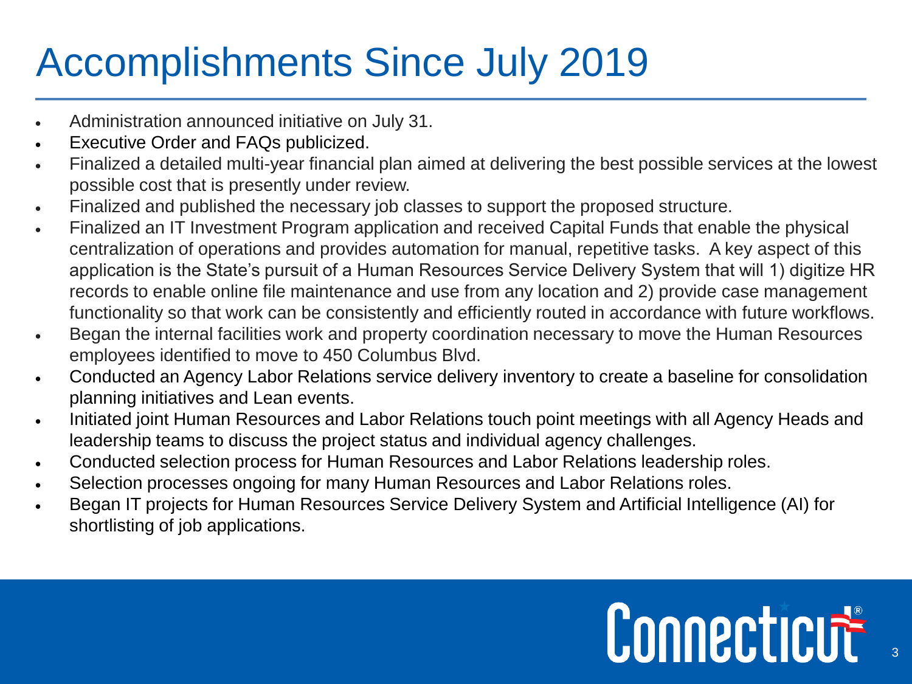# Accomplishments Since July 2019

- Administration announced initiative on July 31.
- Executive Order and FAQs publicized.
- Finalized a detailed multi-year financial plan aimed at delivering the best possible services at the lowest possible cost that is presently under review.
- Finalized and published the necessary job classes to support the proposed structure.
- Finalized an IT Investment Program application and received Capital Funds that enable the physical centralization of operations and provides automation for manual, repetitive tasks. A key aspect of this application is the State's pursuit of a Human Resources Service Delivery System that will 1) digitize HR records to enable online file maintenance and use from any location and 2) provide case management functionality so that work can be consistently and efficiently routed in accordance with future workflows.
- Began the internal facilities work and property coordination necessary to move the Human Resources employees identified to move to 450 Columbus Blvd.
- Conducted an Agency Labor Relations service delivery inventory to create a baseline for consolidation planning initiatives and Lean events.
- Initiated joint Human Resources and Labor Relations touch point meetings with all Agency Heads and leadership teams to discuss the project status and individual agency challenges.
- Conducted selection process for Human Resources and Labor Relations leadership roles.
- Selection processes ongoing for many Human Resources and Labor Relations roles.
- Began IT projects for Human Resources Service Delivery System and Artificial Intelligence (AI) for shortlisting of job applications.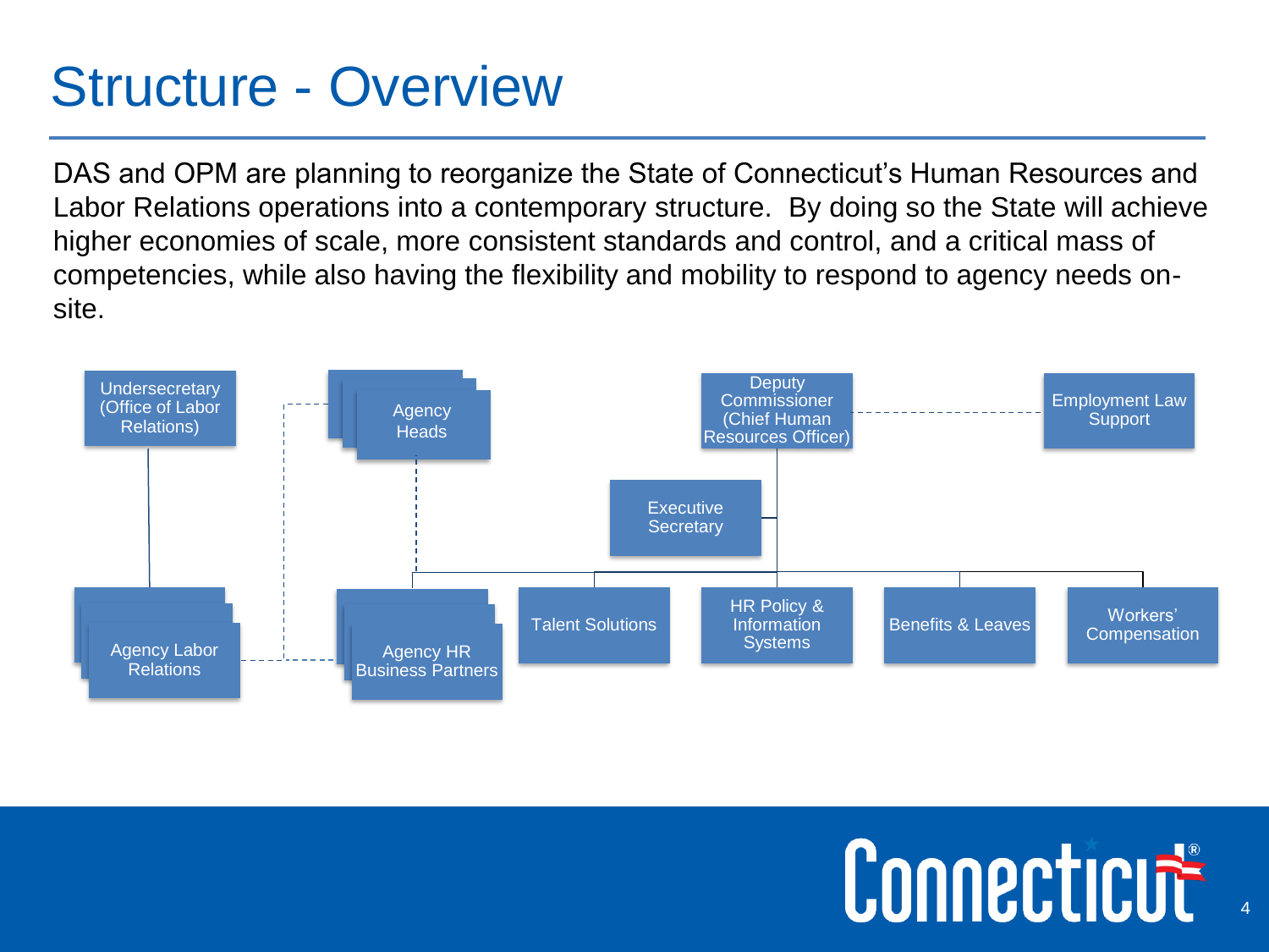# Structure - Overview

DAS and OPM are planning to reorganize the State of Connecticut's Human Resources and Labor Relations operations into a contemporary structure. By doing so the State will achieve higher economies of scale, more consistent standards and control, and a critical mass of competencies, while also having the flexibility and mobility to respond to agency needs on-site.

- Undersecretary (Office of Labor Relations)
  - Agency Labor Relations
- Agency Heads
  - Agency HR Business Partners (dotted line)
- Deputy Commissioner (Chief Human Resources Officer)
  - Employment Law Support (dotted line)
  - Executive Secretary
  - Agency HR Business Partners
  - Talent Solutions
  - HR Policy & Information Systems
  - Benefits & Leaves
  - Workers' Compensation
- Agency Labor Relations — Agency HR Business Partners — Agency Heads (dotted line)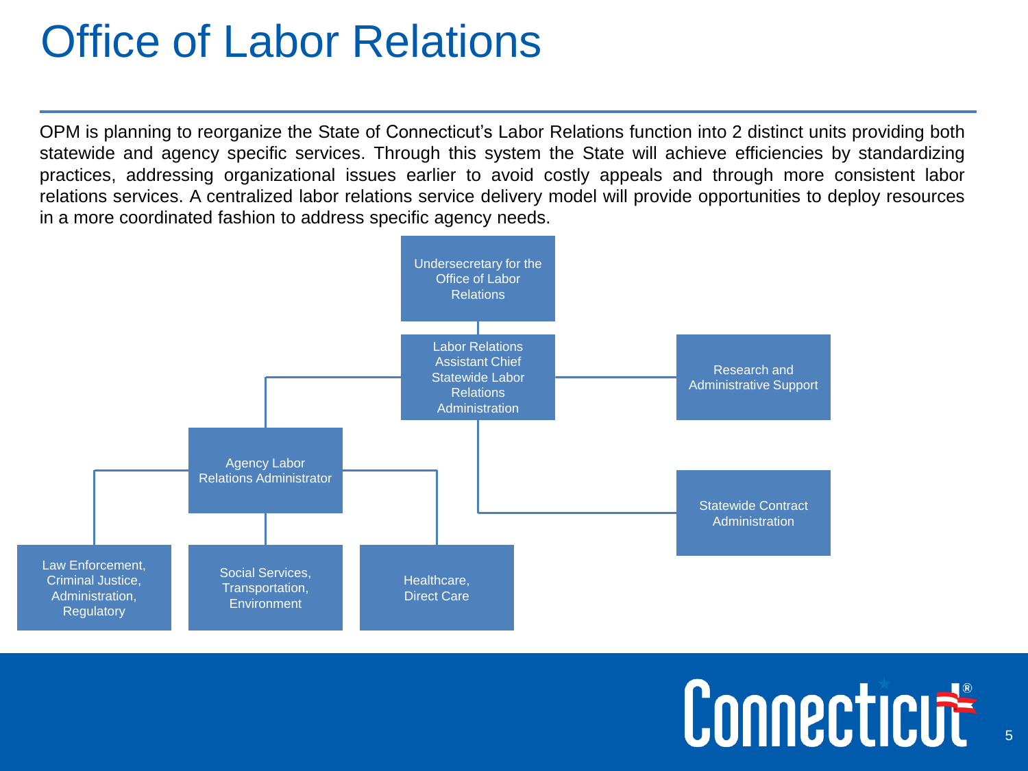# Office of Labor Relations

OPM is planning to reorganize the State of Connecticut's Labor Relations function into 2 distinct units providing both statewide and agency specific services. Through this system the State will achieve efficiencies by standardizing practices, addressing organizational issues earlier to avoid costly appeals and through more consistent labor relations services. A centralized labor relations service delivery model will provide opportunities to deploy resources in a more coordinated fashion to address specific agency needs.

- Undersecretary for the Office of Labor Relations
  - Labor Relations Assistant Chief Statewide Labor Relations Administration
    - Agency Labor Relations Administrator
      - Law Enforcement, Criminal Justice, Administration, Regulatory
      - Social Services, Transportation, Environment
      - Healthcare, Direct Care
    - Research and Administrative Support
    - Statewide Contract Administration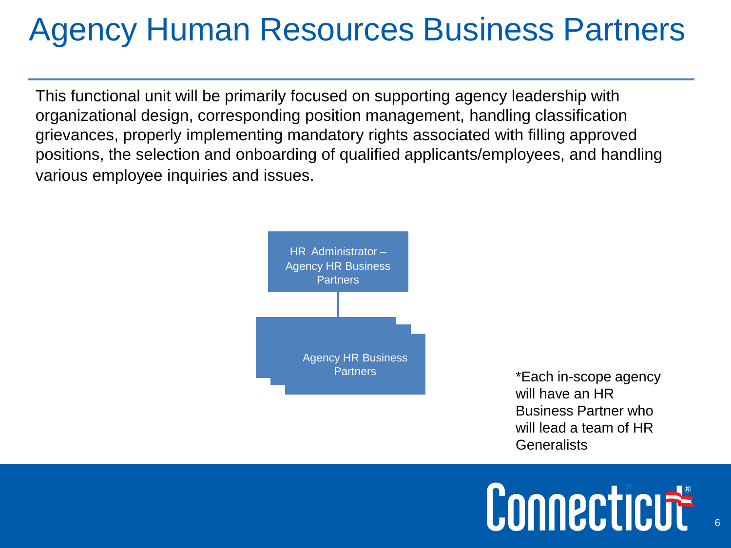# Agency Human Resources Business Partners

This functional unit will be primarily focused on supporting agency leadership with organizational design, corresponding position management, handling classification grievances, properly implementing mandatory rights associated with filling approved positions, the selection and onboarding of qualified applicants/employees, and handling various employee inquiries and issues.

HR Administrator – Agency HR Business Partners

Agency HR Business Partners

*Each in-scope agency will have an HR Business Partner who will lead a team of HR Generalists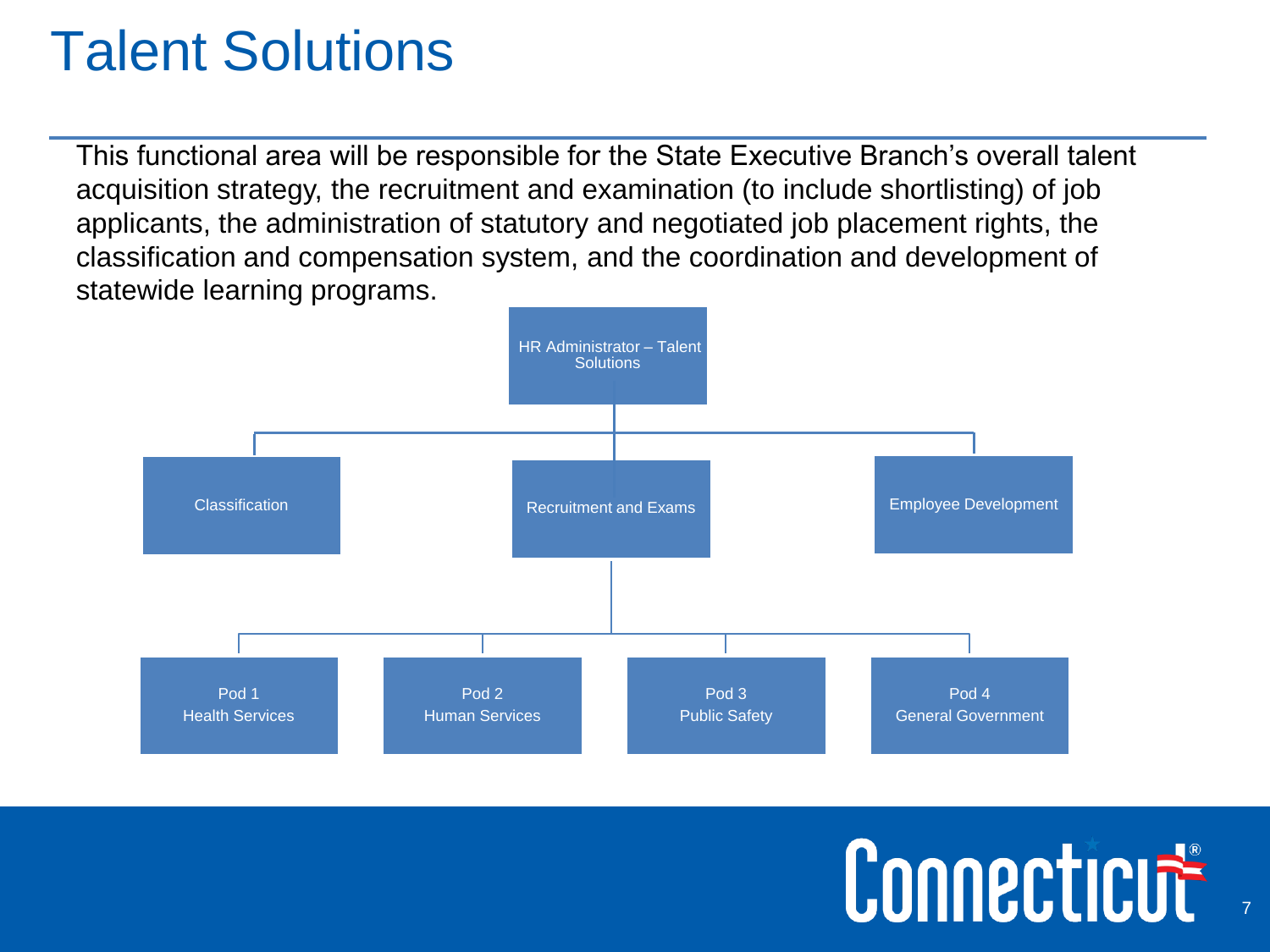# Talent Solutions

This functional area will be responsible for the State Executive Branch's overall talent acquisition strategy, the recruitment and examination (to include shortlisting) of job applicants, the administration of statutory and negotiated job placement rights, the classification and compensation system, and the coordination and development of statewide learning programs.

- HR Administrator – Talent Solutions
  - Classification
  - Recruitment and Exams
    - Pod 1 Health Services
    - Pod 2 Human Services
    - Pod 3 Public Safety
    - Pod 4 General Government
  - Employee Development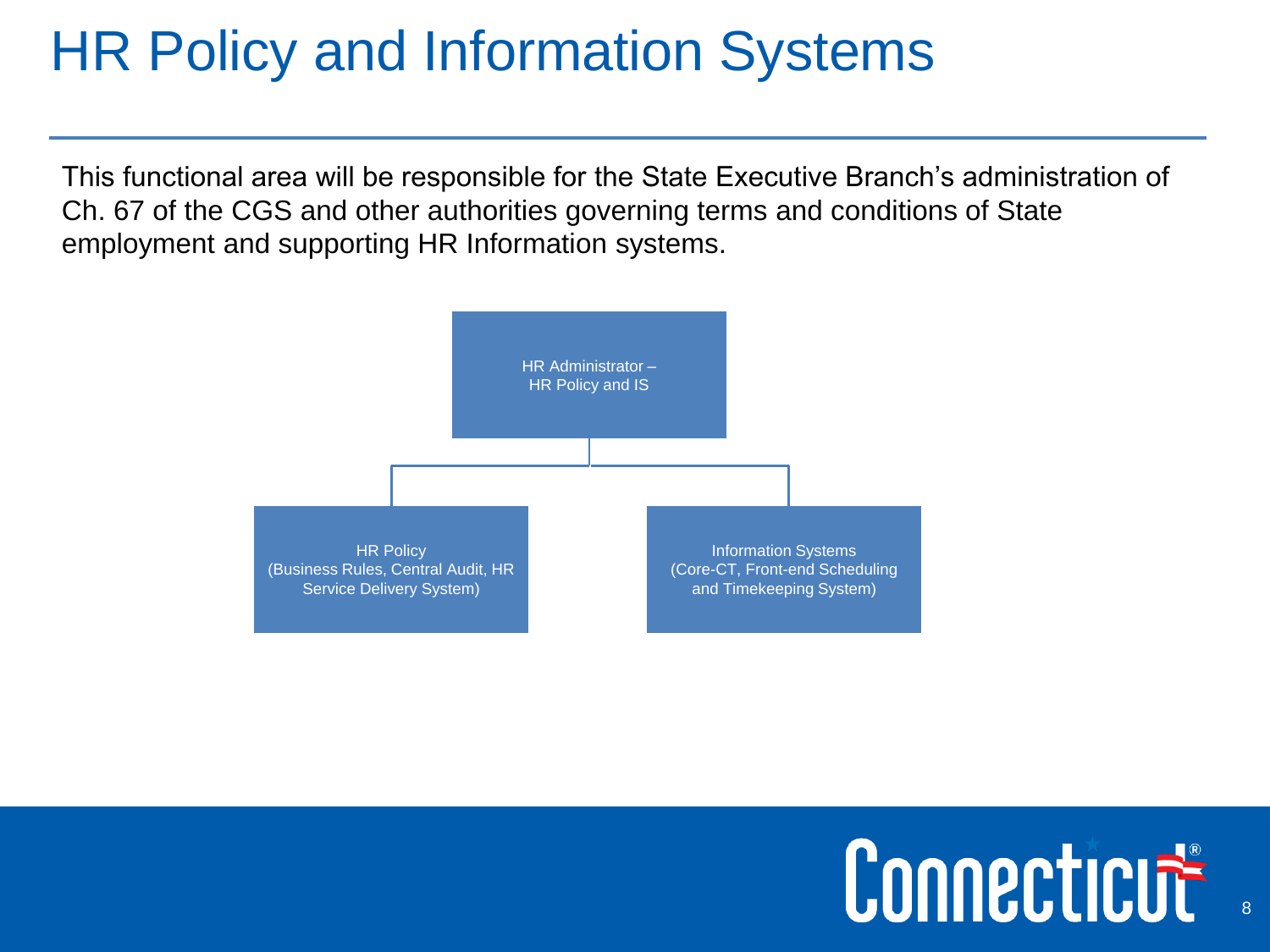# HR Policy and Information Systems

This functional area will be responsible for the State Executive Branch's administration of Ch. 67 of the CGS and other authorities governing terms and conditions of State employment and supporting HR Information systems.

- HR Administrator – HR Policy and IS
  - HR Policy (Business Rules, Central Audit, HR Service Delivery System)
  - Information Systems (Core-CT, Front-end Scheduling and Timekeeping System)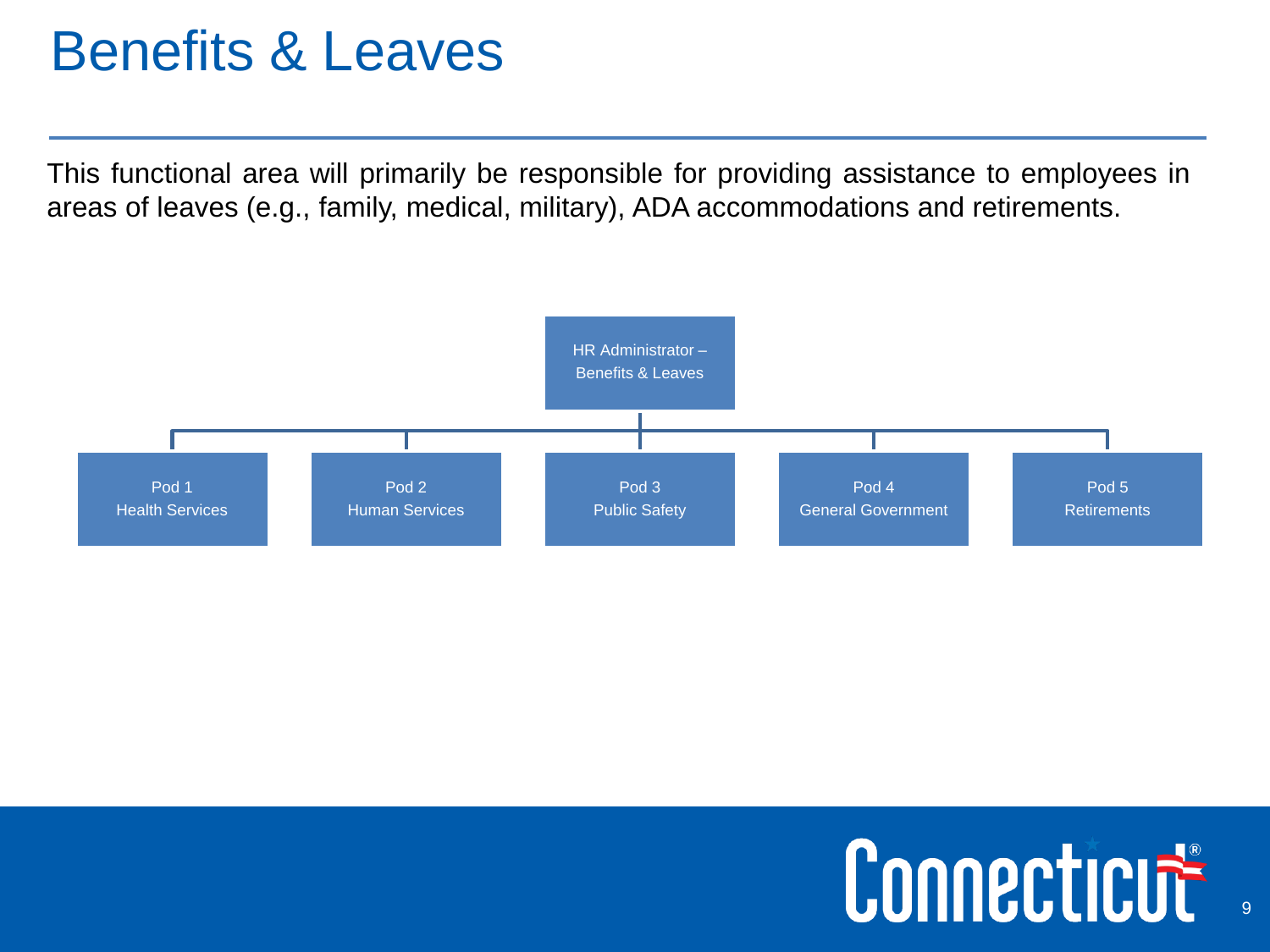# Benefits & Leaves

This functional area will primarily be responsible for providing assistance to employees in areas of leaves (e.g., family, medical, military), ADA accommodations and retirements.

- HR Administrator – Benefits & Leaves
  - Pod 1 Health Services
  - Pod 2 Human Services
  - Pod 3 Public Safety
  - Pod 4 General Government
  - Pod 5 Retirements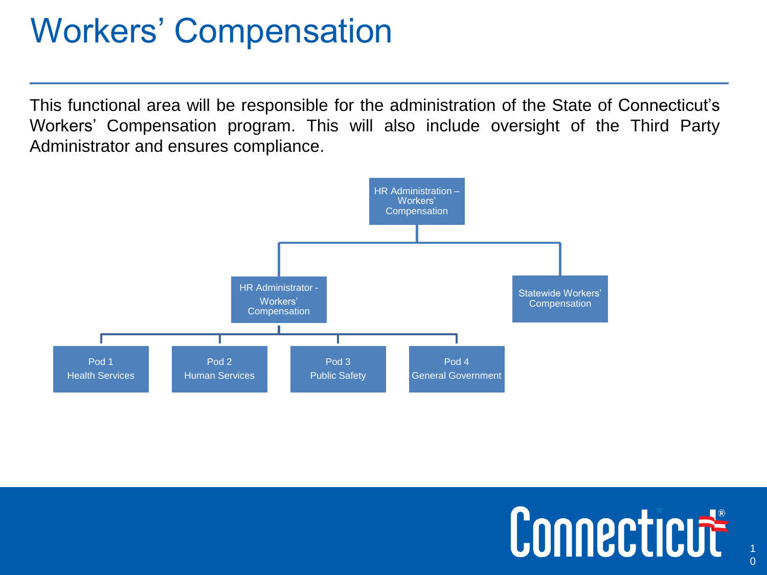# Workers' Compensation

This functional area will be responsible for the administration of the State of Connecticut's Workers' Compensation program. This will also include oversight of the Third Party Administrator and ensures compliance.

- HR Administration – Workers' Compensation
  - HR Administrator - Workers' Compensation
    - Pod 1 Health Services
    - Pod 2 Human Services
    - Pod 3 Public Safety
    - Pod 4 General Government
  - Statewide Workers' Compensation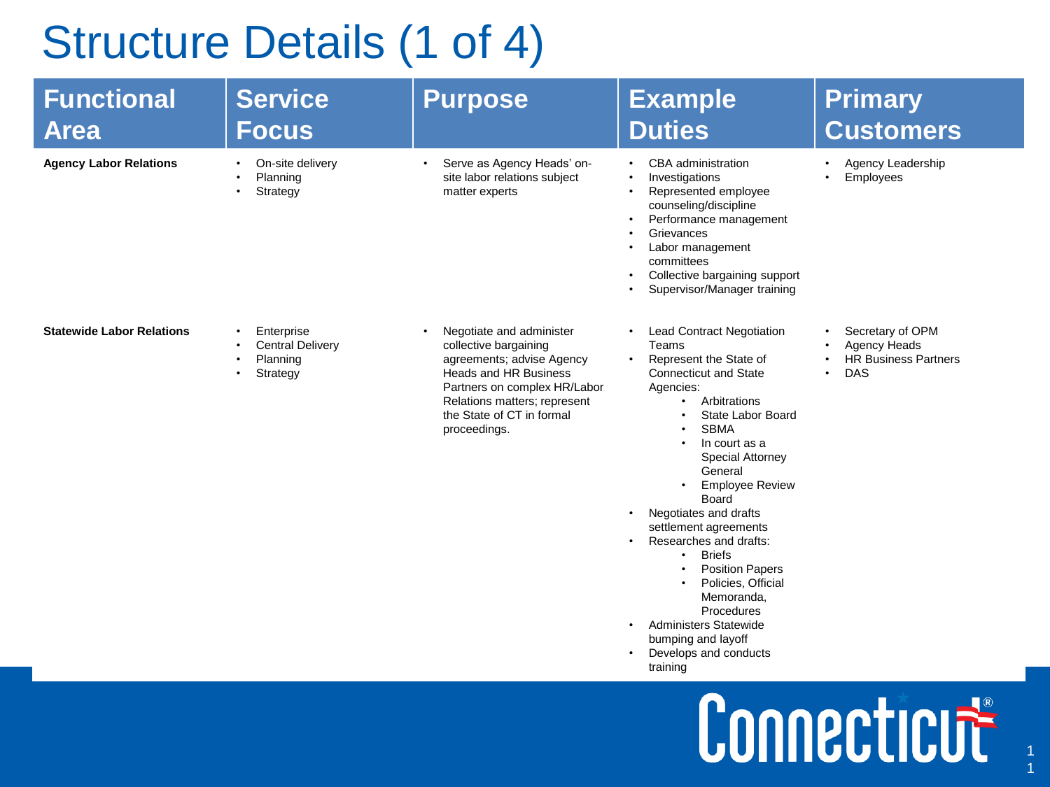# Structure Details (1 of 4)

| Functional Area | Service Focus | Purpose | Example Duties | Primary Customers |
|---|---|---|---|---|
| **Agency Labor Relations** | • On-site delivery<br>• Planning<br>• Strategy | • Serve as Agency Heads' on-site labor relations subject matter experts | • CBA administration<br>• Investigations<br>• Represented employee counseling/discipline<br>• Performance management<br>• Grievances<br>• Labor management committees<br>• Collective bargaining support<br>• Supervisor/Manager training | • Agency Leadership<br>• Employees |
| **Statewide Labor Relations** | • Enterprise<br>• Central Delivery<br>• Planning<br>• Strategy | • Negotiate and administer collective bargaining agreements; advise Agency Heads and HR Business Partners on complex HR/Labor Relations matters; represent the State of CT in formal proceedings. | • Lead Contract Negotiation Teams<br>• Represent the State of Connecticut and State Agencies:<br>&nbsp;&nbsp;&nbsp;&nbsp;• Arbitrations<br>&nbsp;&nbsp;&nbsp;&nbsp;• State Labor Board<br>&nbsp;&nbsp;&nbsp;&nbsp;• SBMA<br>&nbsp;&nbsp;&nbsp;&nbsp;• In court as a Special Attorney General<br>&nbsp;&nbsp;&nbsp;&nbsp;• Employee Review Board<br>• Negotiates and drafts settlement agreements<br>• Researches and drafts:<br>&nbsp;&nbsp;&nbsp;&nbsp;• Briefs<br>&nbsp;&nbsp;&nbsp;&nbsp;• Position Papers<br>&nbsp;&nbsp;&nbsp;&nbsp;• Policies, Official Memoranda, Procedures<br>• Administers Statewide bumping and layoff<br>• Develops and conducts training | • Secretary of OPM<br>• Agency Heads<br>• HR Business Partners<br>• DAS |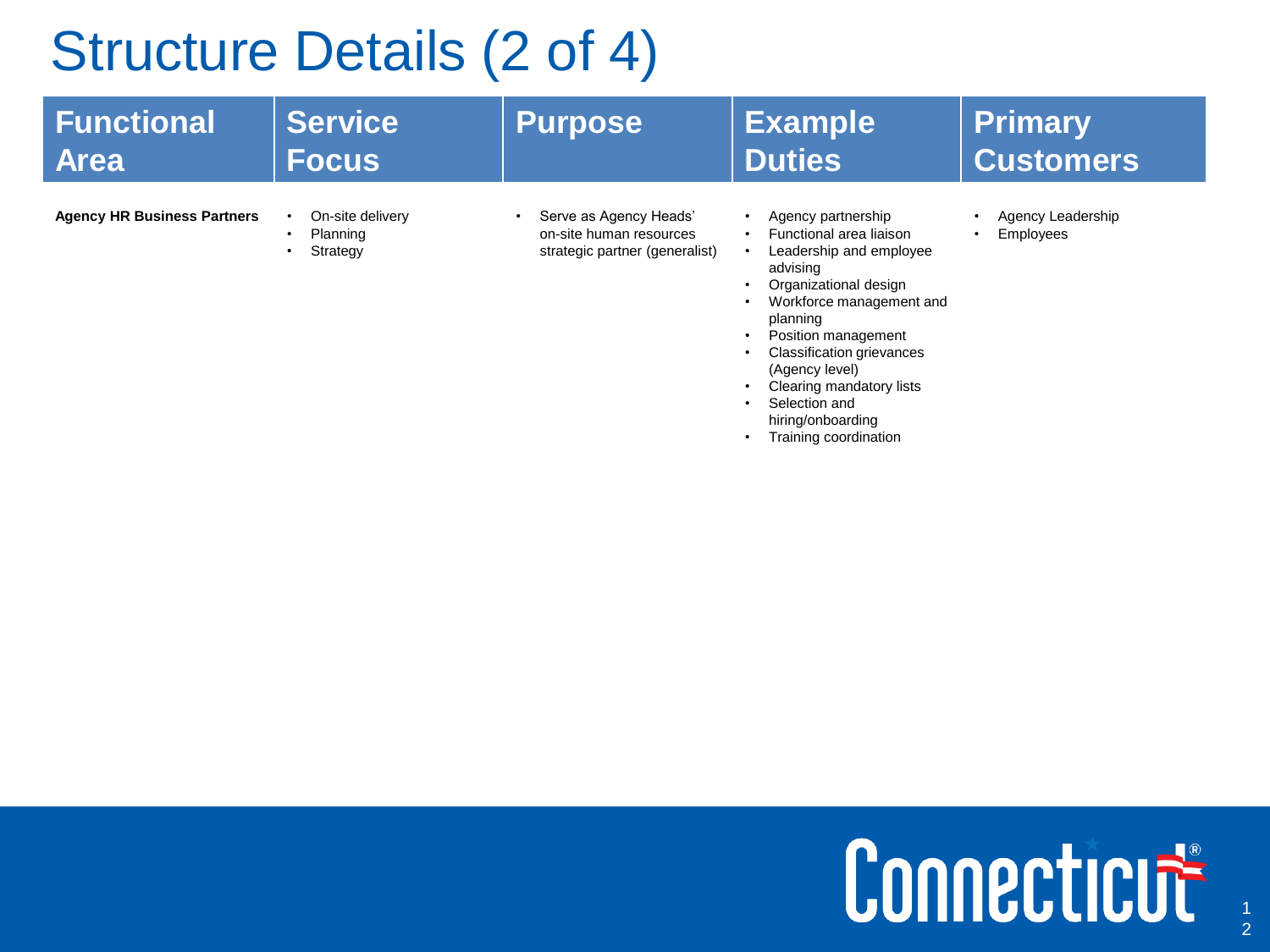# Structure Details (2 of 4)

| Functional Area | Service Focus | Purpose | Example Duties | Primary Customers |
|---|---|---|---|---|
| **Agency HR Business Partners** | • On-site delivery<br>• Planning<br>• Strategy | • Serve as Agency Heads' on-site human resources strategic partner (generalist) | • Agency partnership<br>• Functional area liaison<br>• Leadership and employee advising<br>• Organizational design<br>• Workforce management and planning<br>• Position management<br>• Classification grievances (Agency level)<br>• Clearing mandatory lists<br>• Selection and hiring/onboarding<br>• Training coordination | • Agency Leadership<br>• Employees |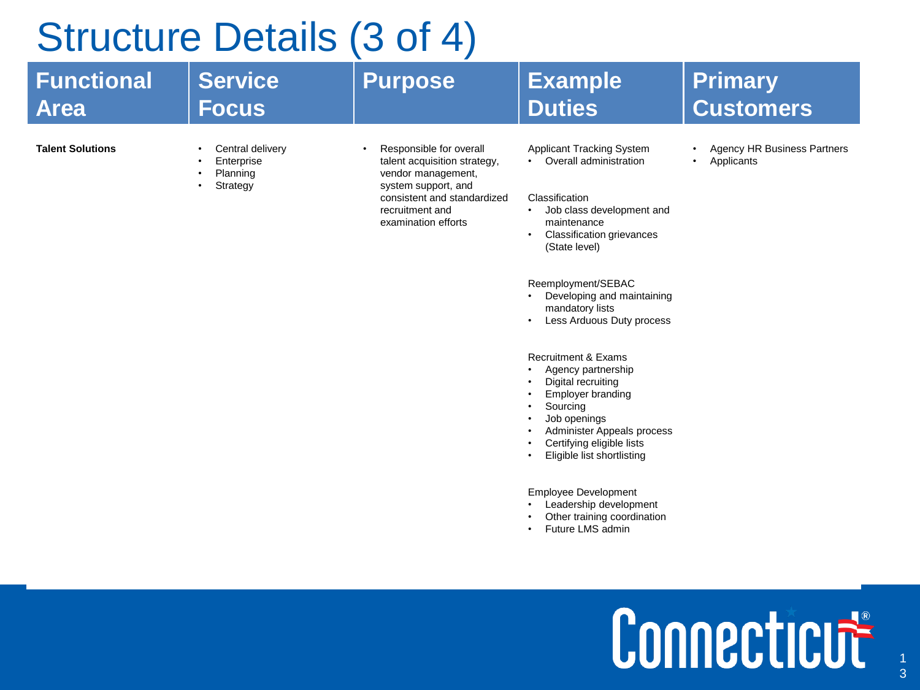# Structure Details (3 of 4)

| Functional Area | Service Focus | Purpose | Example Duties | Primary Customers |
| --- | --- | --- | --- | --- |
| **Talent Solutions** | • Central delivery<br>• Enterprise<br>• Planning<br>• Strategy | • Responsible for overall talent acquisition strategy, vendor management, system support, and consistent and standardized recruitment and examination efforts | Applicant Tracking System<br>• Overall administration<br><br>Classification<br>• Job class development and maintenance<br>• Classification grievances (State level)<br><br>Reemployment/SEBAC<br>• Developing and maintaining mandatory lists<br>• Less Arduous Duty process<br><br>Recruitment & Exams<br>• Agency partnership<br>• Digital recruiting<br>• Employer branding<br>• Sourcing<br>• Job openings<br>• Administer Appeals process<br>• Certifying eligible lists<br>• Eligible list shortlisting<br><br>Employee Development<br>• Leadership development<br>• Other training coordination<br>• Future LMS admin | • Agency HR Business Partners<br>• Applicants |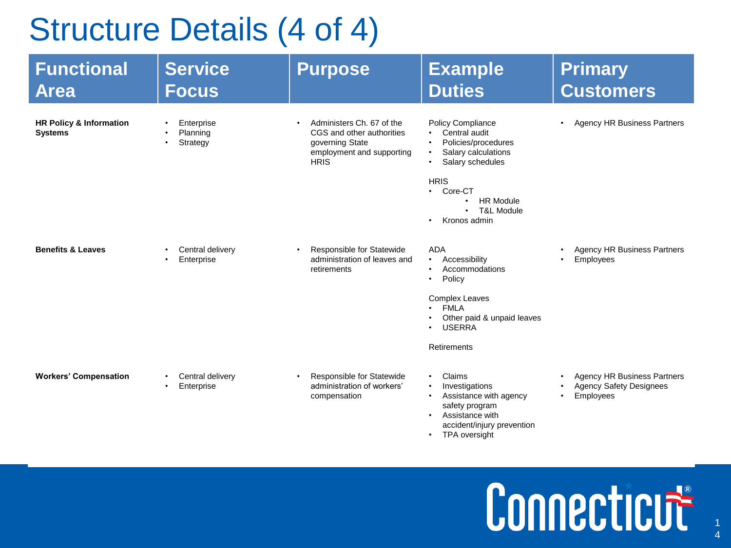# Structure Details (4 of 4)

| Functional Area | Service Focus | Purpose | Example Duties | Primary Customers |
|---|---|---|---|---|
| **HR Policy & Information Systems** | • Enterprise<br>• Planning<br>• Strategy | • Administers Ch. 67 of the CGS and other authorities governing State employment and supporting HRIS | Policy Compliance<br>• Central audit<br>• Policies/procedures<br>• Salary calculations<br>• Salary schedules<br><br>HRIS<br>• Core-CT<br>&nbsp;&nbsp;&nbsp;&nbsp;• HR Module<br>&nbsp;&nbsp;&nbsp;&nbsp;• T&L Module<br>• Kronos admin | • Agency HR Business Partners |
| **Benefits & Leaves** | • Central delivery<br>• Enterprise | • Responsible for Statewide administration of leaves and retirements | ADA<br>• Accessibility<br>• Accommodations<br>• Policy<br><br>Complex Leaves<br>• FMLA<br>• Other paid & unpaid leaves<br>• USERRA<br><br>Retirements | • Agency HR Business Partners<br>• Employees |
| **Workers' Compensation** | • Central delivery<br>• Enterprise | • Responsible for Statewide administration of workers' compensation | • Claims<br>• Investigations<br>• Assistance with agency safety program<br>• Assistance with accident/injury prevention<br>• TPA oversight | • Agency HR Business Partners<br>• Agency Safety Designees<br>• Employees |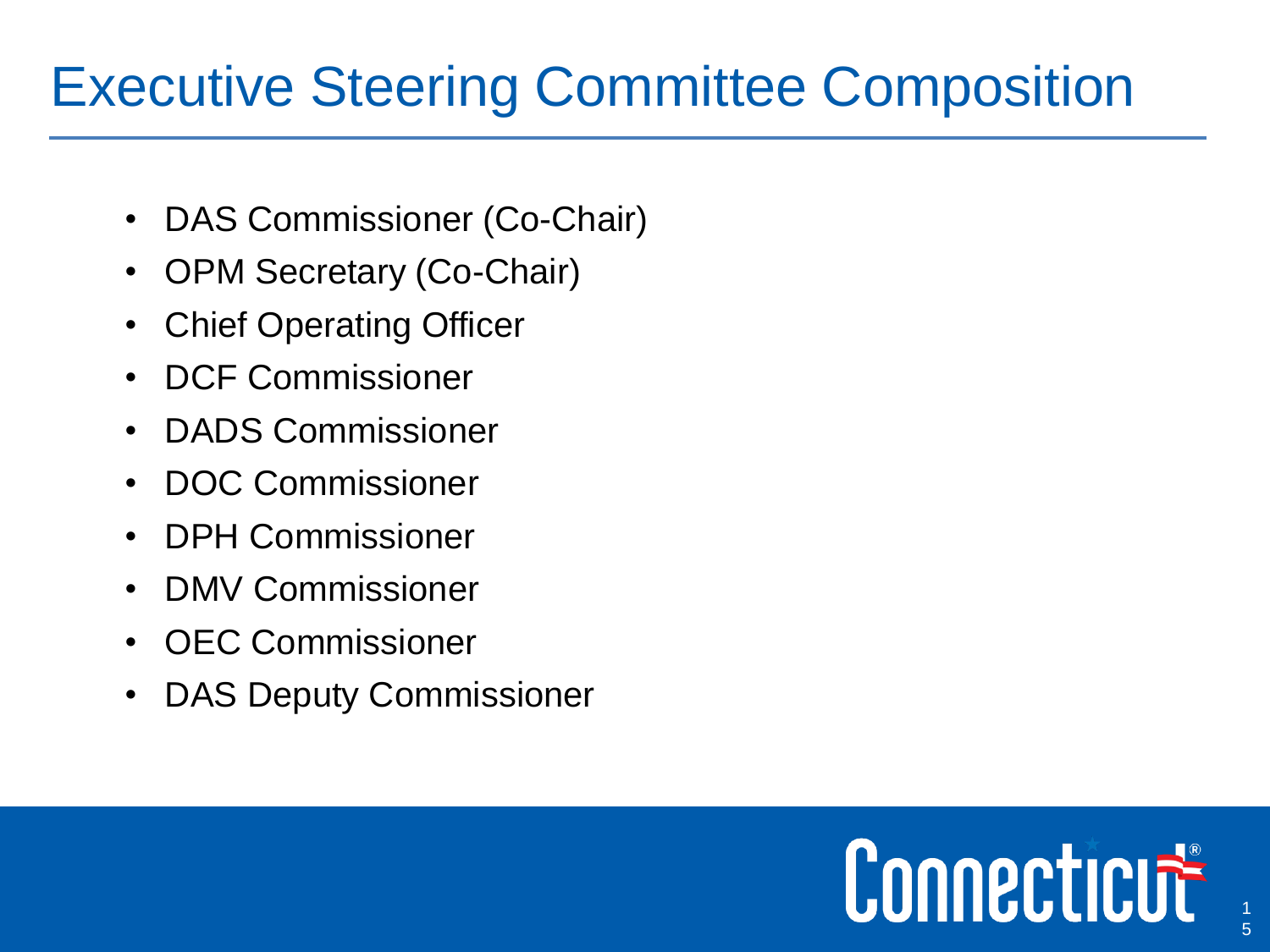# Executive Steering Committee Composition

- DAS Commissioner (Co-Chair)
- OPM Secretary (Co-Chair)
- Chief Operating Officer
- DCF Commissioner
- DADS Commissioner
- DOC Commissioner
- DPH Commissioner
- DMV Commissioner
- OEC Commissioner
- DAS Deputy Commissioner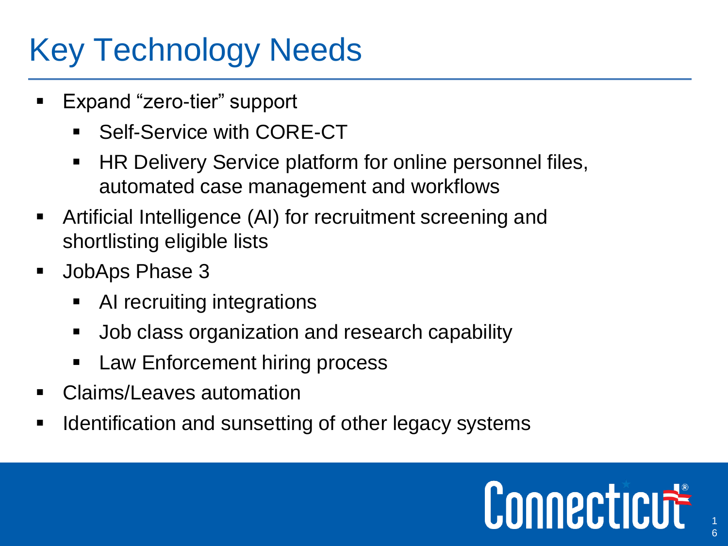# Key Technology Needs

- Expand "zero-tier" support
  - Self-Service with CORE-CT
  - HR Delivery Service platform for online personnel files, automated case management and workflows
- Artificial Intelligence (AI) for recruitment screening and shortlisting eligible lists
- JobAps Phase 3
  - AI recruiting integrations
  - Job class organization and research capability
  - Law Enforcement hiring process
- Claims/Leaves automation
- Identification and sunsetting of other legacy systems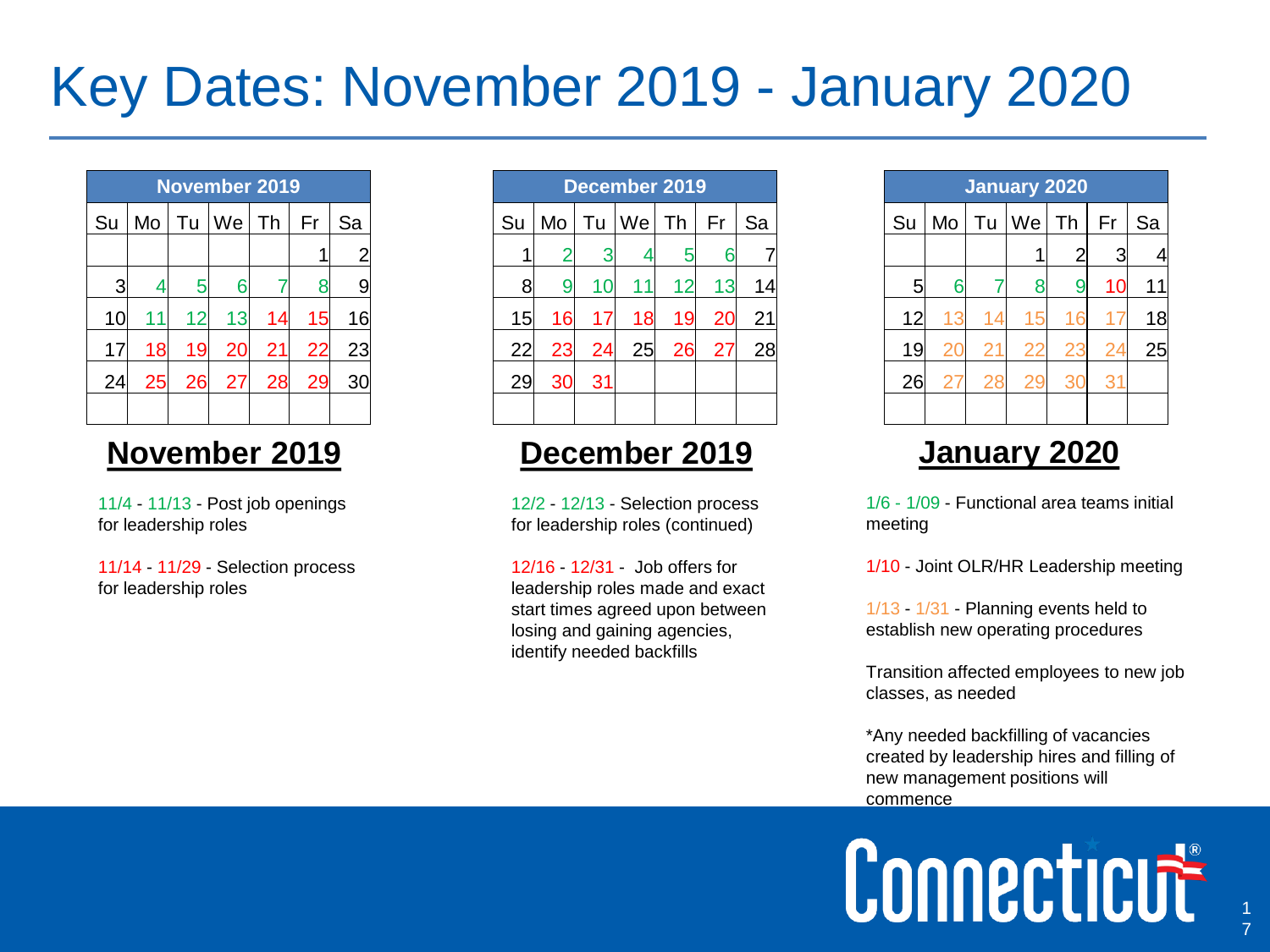# Key Dates: November 2019 - January 2020

| November 2019 | | | | | | |
|---|---|---|---|---|---|---|
| Su | Mo | Tu | We | Th | Fr | Sa |
| | | | | | 1 | 2 |
| 3 | 4 | 5 | 6 | 7 | 8 | 9 |
| 10 | 11 | 12 | 13 | 14 | 15 | 16 |
| 17 | 18 | 19 | 20 | 21 | 22 | 23 |
| 24 | 25 | 26 | 27 | 28 | 29 | 30 |

| December 2019 | | | | | | |
|---|---|---|---|---|---|---|
| Su | Mo | Tu | We | Th | Fr | Sa |
| 1 | 2 | 3 | 4 | 5 | 6 | 7 |
| 8 | 9 | 10 | 11 | 12 | 13 | 14 |
| 15 | 16 | 17 | 18 | 19 | 20 | 21 |
| 22 | 23 | 24 | 25 | 26 | 27 | 28 |
| 29 | 30 | 31 | | | | |

| January 2020 | | | | | | |
|---|---|---|---|---|---|---|
| Su | Mo | Tu | We | Th | Fr | Sa |
| | | | 1 | 2 | 3 | 4 |
| 5 | 6 | 7 | 8 | 9 | 10 | 11 |
| 12 | 13 | 14 | 15 | 16 | 17 | 18 |
| 19 | 20 | 21 | 22 | 23 | 24 | 25 |
| 26 | 27 | 28 | 29 | 30 | 31 | |

## **November 2019**

11/4 - 11/13 - Post job openings for leadership roles

11/14 - 11/29 - Selection process for leadership roles

## **December 2019**

12/2 - 12/13 - Selection process for leadership roles (continued)

12/16 - 12/31 - Job offers for leadership roles made and exact start times agreed upon between losing and gaining agencies, identify needed backfills

## **January 2020**

1/6 - 1/09 - Functional area teams initial meeting

1/10 - Joint OLR/HR Leadership meeting

1/13 - 1/31 - Planning events held to establish new operating procedures

Transition affected employees to new job classes, as needed

*Any needed backfilling of vacancies created by leadership hires and filling of new management positions will commence

Connecticut®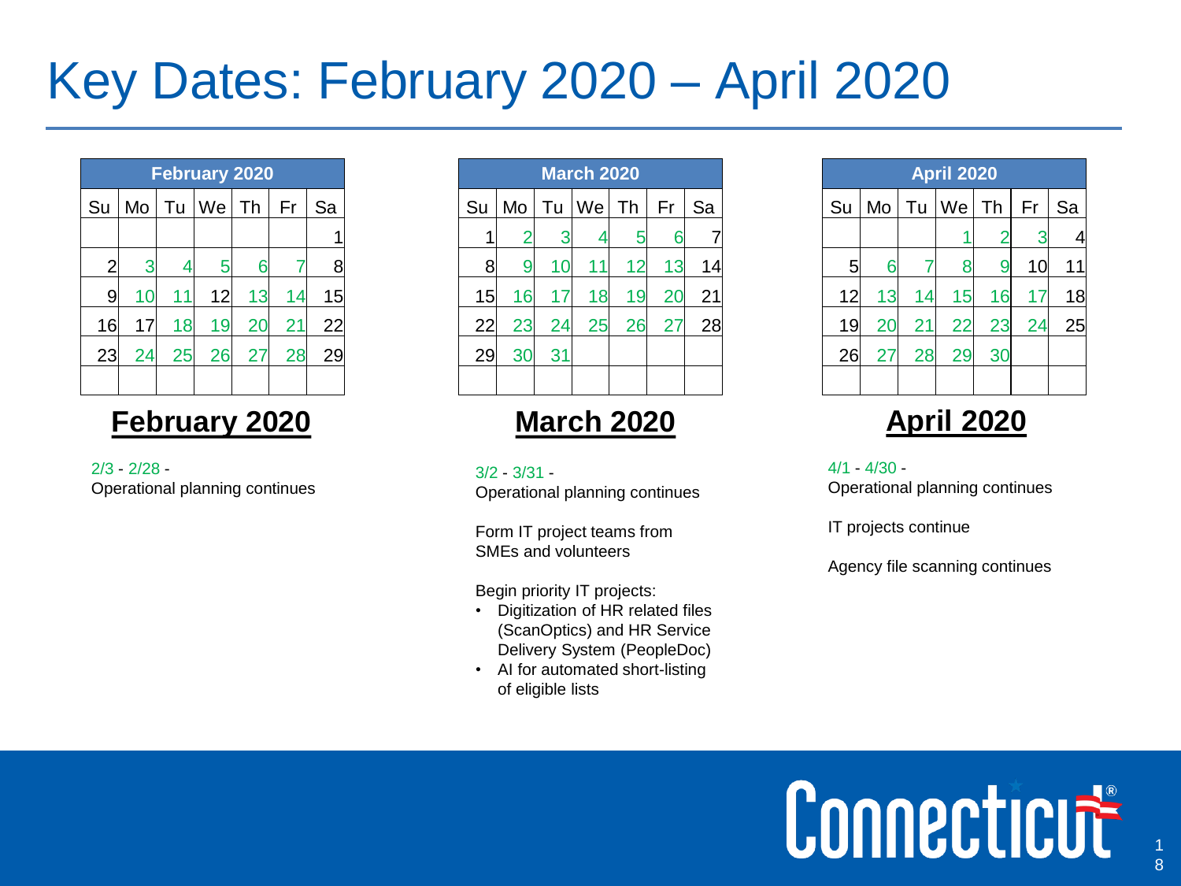# Key Dates: February 2020 – April 2020

| February 2020 | | | | | | |
|---|---|---|---|---|---|---|
| Su | Mo | Tu | We | Th | Fr | Sa |
| | | | | | | 1 |
| 2 | 3 | 4 | 5 | 6 | 7 | 8 |
| 9 | 10 | 11 | 12 | 13 | 14 | 15 |
| 16 | 17 | 18 | 19 | 20 | 21 | 22 |
| 23 | 24 | 25 | 26 | 27 | 28 | 29 |
| | | | | | | |

## February 2020

2/3 - 2/28 -
Operational planning continues

| March 2020 | | | | | | |
|---|---|---|---|---|---|---|
| Su | Mo | Tu | We | Th | Fr | Sa |
| 1 | 2 | 3 | 4 | 5 | 6 | 7 |
| 8 | 9 | 10 | 11 | 12 | 13 | 14 |
| 15 | 16 | 17 | 18 | 19 | 20 | 21 |
| 22 | 23 | 24 | 25 | 26 | 27 | 28 |
| 29 | 30 | 31 | | | | |
| | | | | | | |

## March 2020

3/2 - 3/31 -
Operational planning continues

Form IT project teams from SMEs and volunteers

Begin priority IT projects:

- Digitization of HR related files (ScanOptics) and HR Service Delivery System (PeopleDoc)
- AI for automated short-listing of eligible lists

| April 2020 | | | | | | |
|---|---|---|---|---|---|---|
| Su | Mo | Tu | We | Th | Fr | Sa |
| | | | 1 | 2 | 3 | 4 |
| 5 | 6 | 7 | 8 | 9 | 10 | 11 |
| 12 | 13 | 14 | 15 | 16 | 17 | 18 |
| 19 | 20 | 21 | 22 | 23 | 24 | 25 |
| 26 | 27 | 28 | 29 | 30 | | |
| | | | | | | |

## April 2020

4/1 - 4/30 -
Operational planning continues

IT projects continue

Agency file scanning continues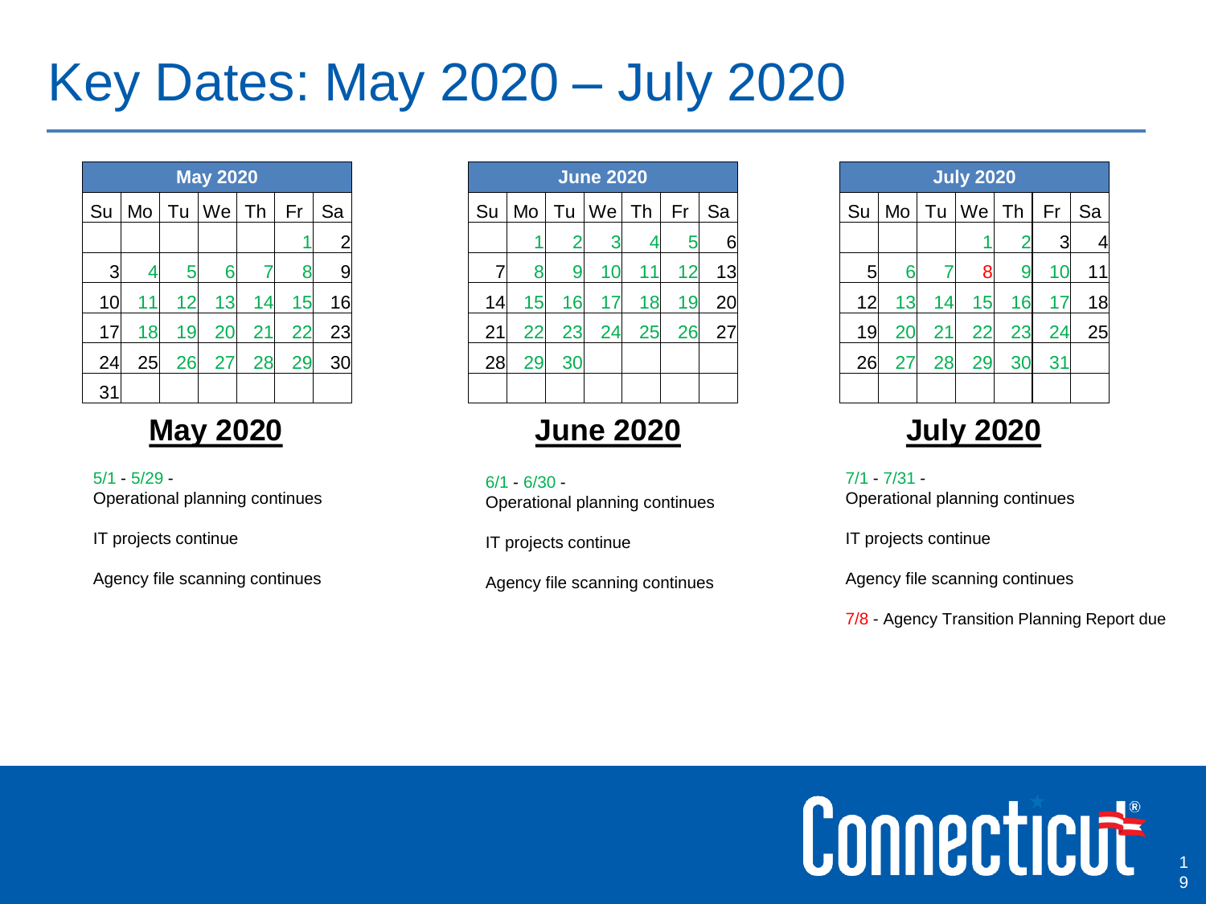# Key Dates: May 2020 – July 2020

| May 2020 | | | | | | |
|---|---|---|---|---|---|---|
| Su | Mo | Tu | We | Th | Fr | Sa |
| | | | | | 1 | 2 |
| 3 | 4 | 5 | 6 | 7 | 8 | 9 |
| 10 | 11 | 12 | 13 | 14 | 15 | 16 |
| 17 | 18 | 19 | 20 | 21 | 22 | 23 |
| 24 | 25 | 26 | 27 | 28 | 29 | 30 |
| 31 | | | | | | |

## May 2020

5/1 - 5/29 -
Operational planning continues

IT projects continue

Agency file scanning continues

| June 2020 | | | | | | |
|---|---|---|---|---|---|---|
| Su | Mo | Tu | We | Th | Fr | Sa |
| | 1 | 2 | 3 | 4 | 5 | 6 |
| 7 | 8 | 9 | 10 | 11 | 12 | 13 |
| 14 | 15 | 16 | 17 | 18 | 19 | 20 |
| 21 | 22 | 23 | 24 | 25 | 26 | 27 |
| 28 | 29 | 30 | | | | |
| | | | | | | |

## June 2020

6/1 - 6/30 -
Operational planning continues

IT projects continue

Agency file scanning continues

| July 2020 | | | | | | |
|---|---|---|---|---|---|---|
| Su | Mo | Tu | We | Th | Fr | Sa |
| | | | 1 | 2 | 3 | 4 |
| 5 | 6 | 7 | 8 | 9 | 10 | 11 |
| 12 | 13 | 14 | 15 | 16 | 17 | 18 |
| 19 | 20 | 21 | 22 | 23 | 24 | 25 |
| 26 | 27 | 28 | 29 | 30 | 31 | |
| | | | | | | |

## July 2020

7/1 - 7/31 -
Operational planning continues

IT projects continue

Agency file scanning continues

7/8 - Agency Transition Planning Report due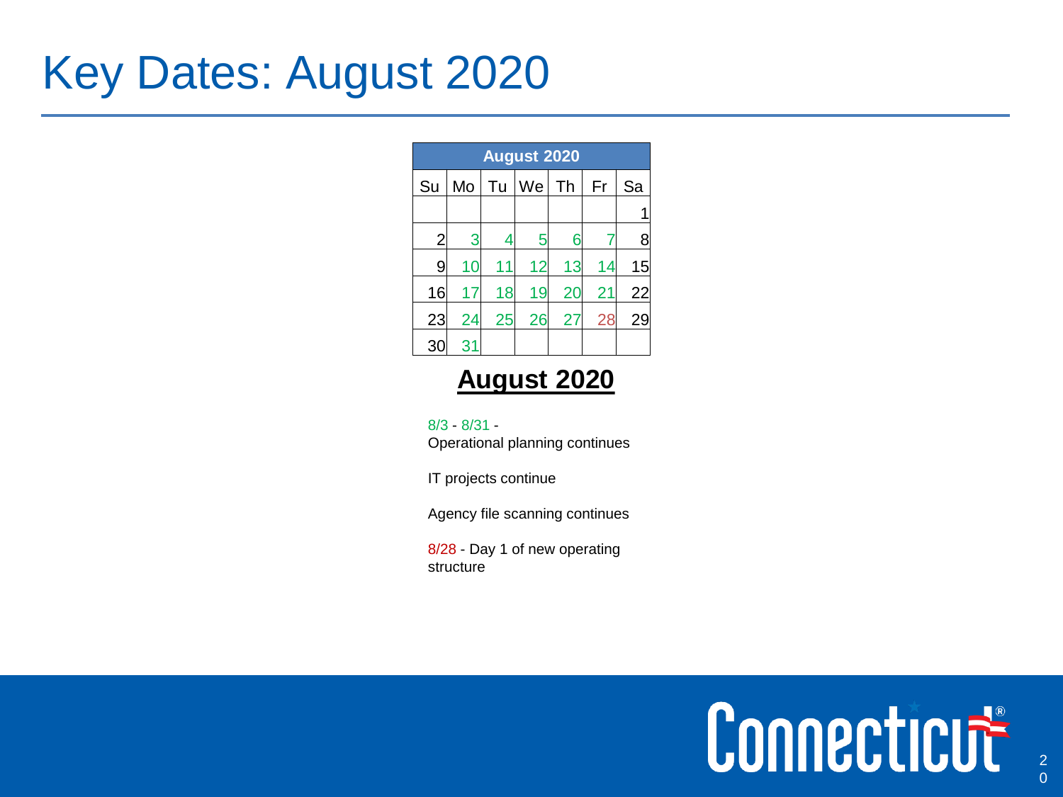# Key Dates: August 2020

| August 2020 | | | | | | |
|---|---|---|---|---|---|---|
| Su | Mo | Tu | We | Th | Fr | Sa |
| | | | | | | 1 |
| 2 | 3 | 4 | 5 | 6 | 7 | 8 |
| 9 | 10 | 11 | 12 | 13 | 14 | 15 |
| 16 | 17 | 18 | 19 | 20 | 21 | 22 |
| 23 | 24 | 25 | 26 | 27 | 28 | 29 |
| 30 | 31 | | | | | |

## **August 2020**

8/3 - 8/31 -
Operational planning continues

IT projects continue

Agency file scanning continues

8/28 - Day 1 of new operating structure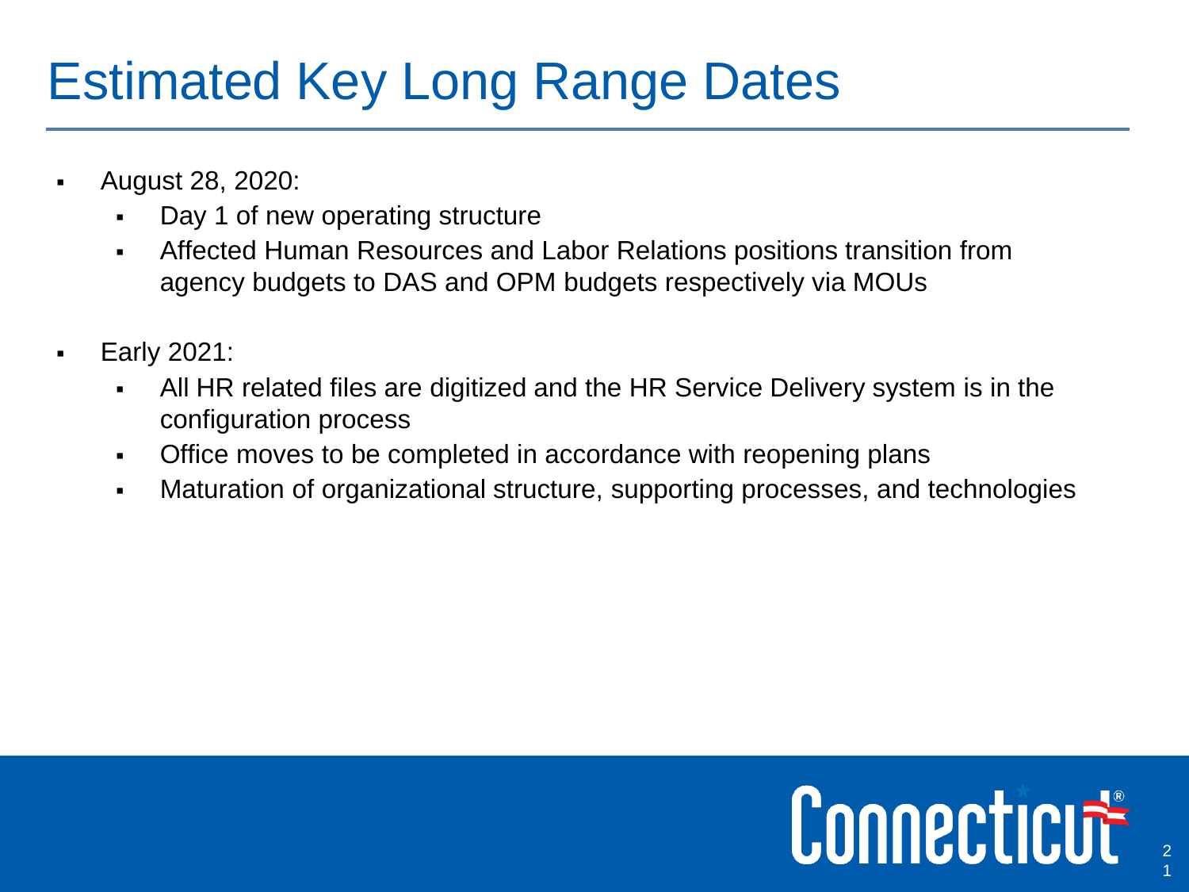# Estimated Key Long Range Dates

- August 28, 2020:
  - Day 1 of new operating structure
  - Affected Human Resources and Labor Relations positions transition from agency budgets to DAS and OPM budgets respectively via MOUs
- Early 2021:
  - All HR related files are digitized and the HR Service Delivery system is in the configuration process
  - Office moves to be completed in accordance with reopening plans
  - Maturation of organizational structure, supporting processes, and technologies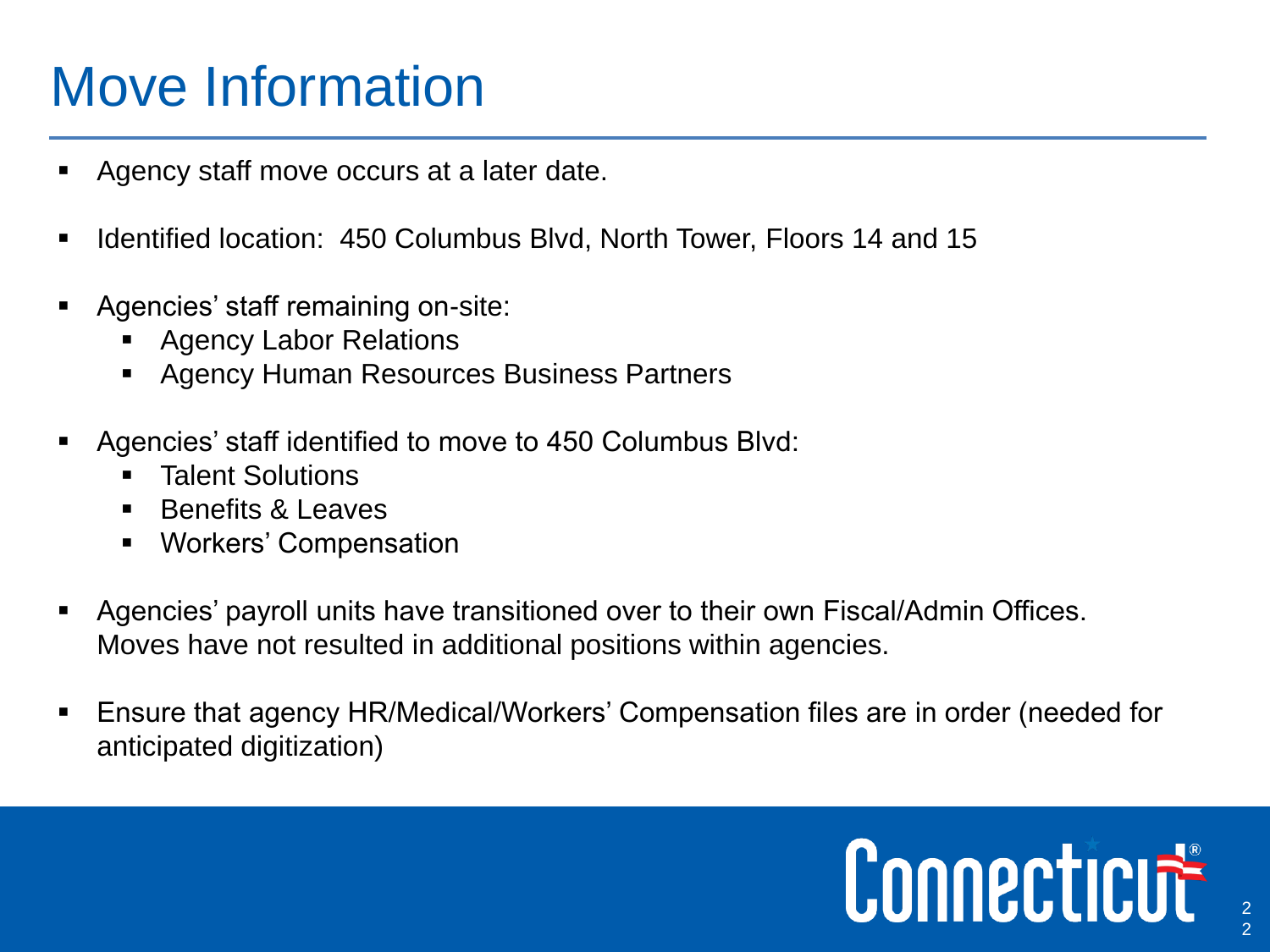# Move Information

- Agency staff move occurs at a later date.
- Identified location: 450 Columbus Blvd, North Tower, Floors 14 and 15
- Agencies' staff remaining on-site:
  - Agency Labor Relations
  - Agency Human Resources Business Partners
- Agencies' staff identified to move to 450 Columbus Blvd:
  - Talent Solutions
  - Benefits & Leaves
  - Workers' Compensation
- Agencies' payroll units have transitioned over to their own Fiscal/Admin Offices. Moves have not resulted in additional positions within agencies.
- Ensure that agency HR/Medical/Workers' Compensation files are in order (needed for anticipated digitization)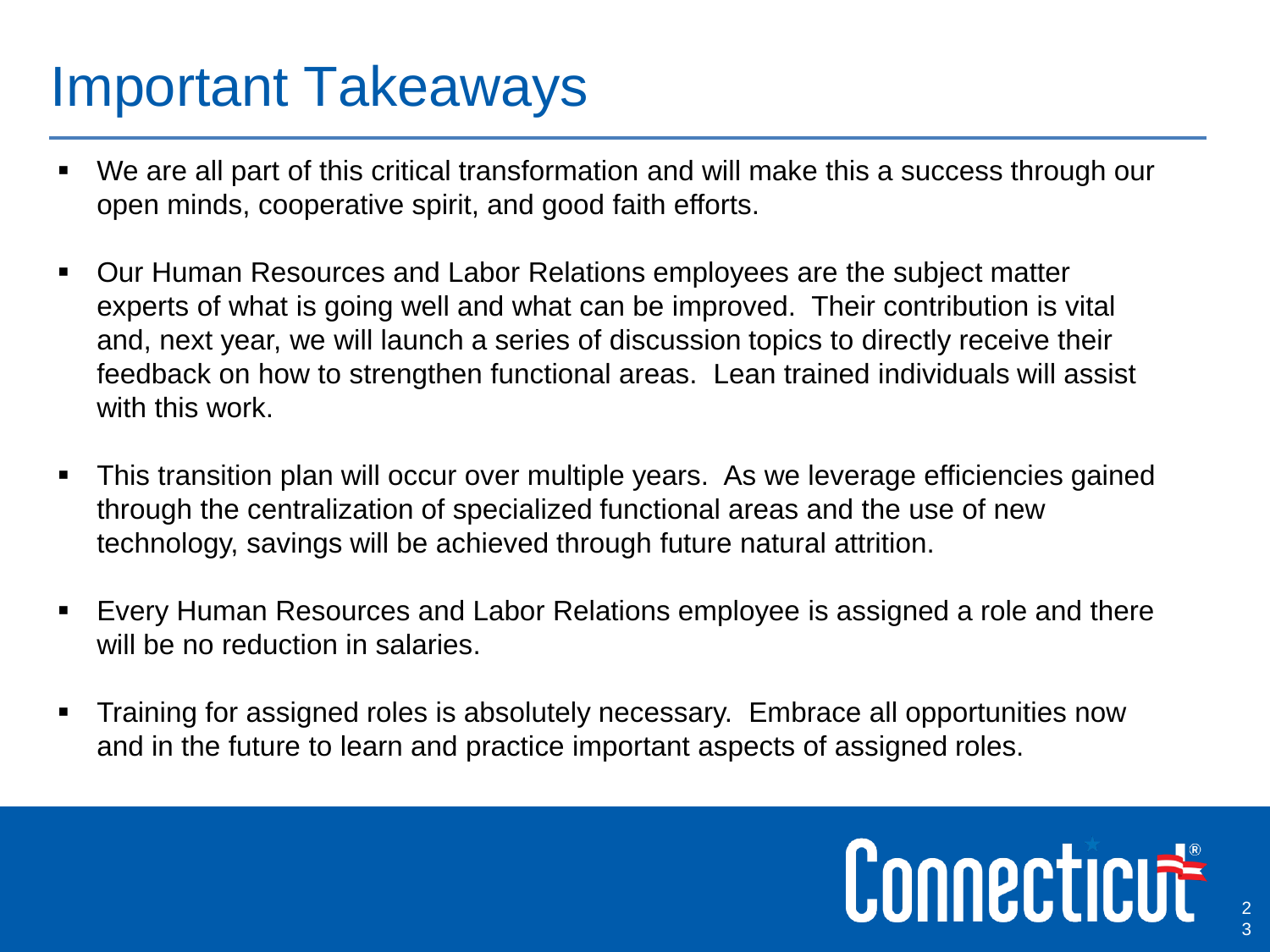# Important Takeaways

- We are all part of this critical transformation and will make this a success through our open minds, cooperative spirit, and good faith efforts.
- Our Human Resources and Labor Relations employees are the subject matter experts of what is going well and what can be improved. Their contribution is vital and, next year, we will launch a series of discussion topics to directly receive their feedback on how to strengthen functional areas. Lean trained individuals will assist with this work.
- This transition plan will occur over multiple years. As we leverage efficiencies gained through the centralization of specialized functional areas and the use of new technology, savings will be achieved through future natural attrition.
- Every Human Resources and Labor Relations employee is assigned a role and there will be no reduction in salaries.
- Training for assigned roles is absolutely necessary. Embrace all opportunities now and in the future to learn and practice important aspects of assigned roles.